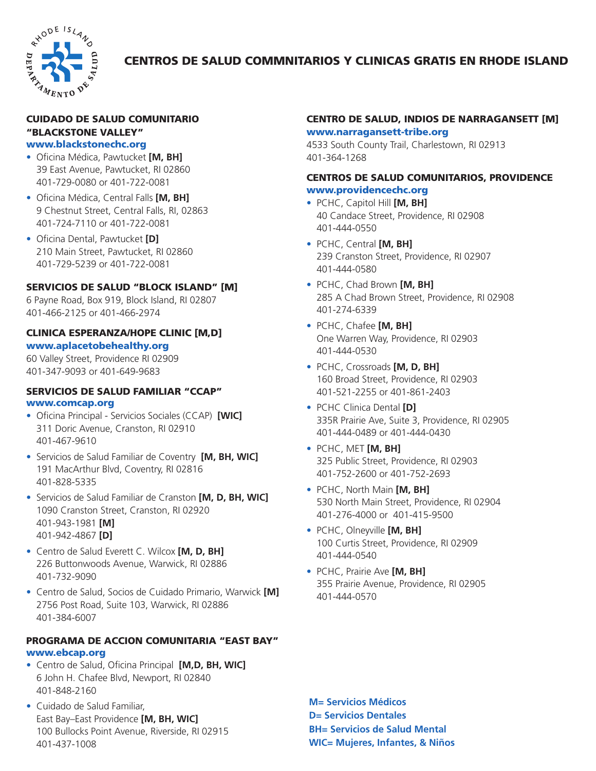# CENTROS DE SALUD COMMNITARIOS Y CLINICAS GRATIS EN RHODE ISLAND

## CUIDADO DE SALUD COMUNITARIO "BLACKSTONE VALLEY"

**www.blackstonechc.org**

- Oficina Médica, Pawtucket **[M, BH]**
  39 East Avenue, Pawtucket, RI 02860
  401-729-0080 or 401-722-0081
- Oficina Médica, Central Falls **[M, BH]**
  9 Chestnut Street, Central Falls, RI, 02863
  401-724-7110 or 401-722-0081
- Oficina Dental, Pawtucket **[D]**
  210 Main Street, Pawtucket, RI 02860
  401-729-5239 or 401-722-0081

## SERVICIOS DE SALUD "BLOCK ISLAND" [M]

6 Payne Road, Box 919, Block Island, RI 02807
401-466-2125 or 401-466-2974

## CLINICA ESPERANZA/HOPE CLINIC [M,D]

**www.aplacetobehealthy.org**

60 Valley Street, Providence RI 02909
401-347-9093 or 401-649-9683

## SERVICIOS DE SALUD FAMILIAR "CCAP"

**www.comcap.org**

- Oficina Principal - Servicios Sociales (CCAP) **[WIC]**
  311 Doric Avenue, Cranston, RI 02910
  401-467-9610
- Servicios de Salud Familiar de Coventry **[M, BH, WIC]**
  191 MacArthur Blvd, Coventry, RI 02816
  401-828-5335
- Servicios de Salud Familiar de Cranston **[M, D, BH, WIC]**
  1090 Cranston Street, Cranston, RI 02920
  401-943-1981 **[M]**
  401-942-4867 **[D]**
- Centro de Salud Everett C. Wilcox **[M, D, BH]**
  226 Buttonwoods Avenue, Warwick, RI 02886
  401-732-9090
- Centro de Salud, Socios de Cuidado Primario, Warwick **[M]**
  2756 Post Road, Suite 103, Warwick, RI 02886
  401-384-6007

## PROGRAMA DE ACCION COMUNITARIA "EAST BAY"

**www.ebcap.org**

- Centro de Salud, Oficina Principal **[M,D, BH, WIC]**
  6 John H. Chafee Blvd, Newport, RI 02840
  401-848-2160
- Cuidado de Salud Familiar,
  East Bay–East Providence **[M, BH, WIC]**
  100 Bullocks Point Avenue, Riverside, RI 02915
  401-437-1008

## CENTRO DE SALUD, INDIOS DE NARRAGANSETT [M]

**www.narragansett-tribe.org**

4533 South County Trail, Charlestown, RI 02913
401-364-1268

## CENTROS DE SALUD COMUNITARIOS, PROVIDENCE

**www.providencechc.org**

- PCHC, Capitol Hill **[M, BH]**
  40 Candace Street, Providence, RI 02908
  401-444-0550
- PCHC, Central **[M, BH]**
  239 Cranston Street, Providence, RI 02907
  401-444-0580
- PCHC, Chad Brown **[M, BH]**
  285 A Chad Brown Street, Providence, RI 02908
  401-274-6339
- PCHC, Chafee **[M, BH]**
  One Warren Way, Providence, RI 02903
  401-444-0530
- PCHC, Crossroads **[M, D, BH]**
  160 Broad Street, Providence, RI 02903
  401-521-2255 or 401-861-2403
- PCHC Clinica Dental **[D]**
  335R Prairie Ave, Suite 3, Providence, RI 02905
  401-444-0489 or 401-444-0430
- PCHC, MET **[M, BH]**
  325 Public Street, Providence, RI 02903
  401-752-2600 or 401-752-2693
- PCHC, North Main **[M, BH]**
  530 North Main Street, Providence, RI 02904
  401-276-4000 or 401-415-9500
- PCHC, Olneyville **[M, BH]**
  100 Curtis Street, Providence, RI 02909
  401-444-0540
- PCHC, Prairie Ave **[M, BH]**
  355 Prairie Avenue, Providence, RI 02905
  401-444-0570

**M= Servicios Médicos**
**D= Servicios Dentales**
**BH= Servicios de Salud Mental**
**WIC= Mujeres, Infantes, & Niños**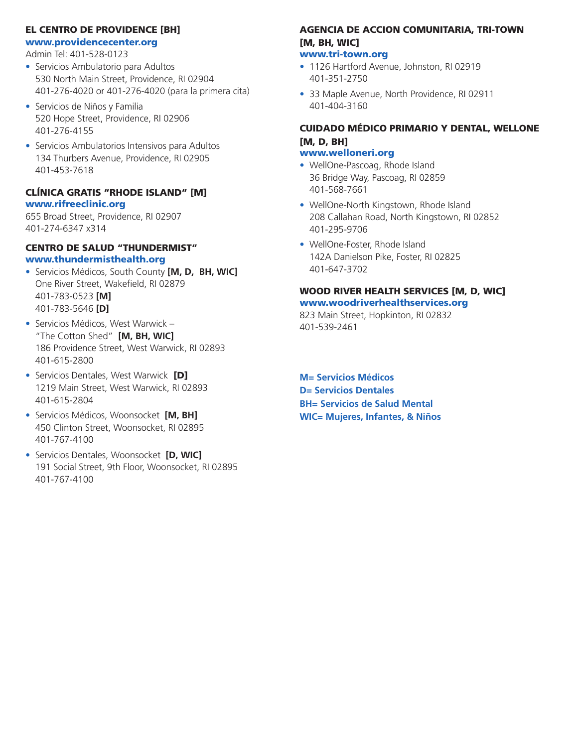### EL CENTRO DE PROVIDENCE [BH]

**www.providencecenter.org**

Admin Tel: 401-528-0123

- Servicios Ambulatorio para Adultos
  530 North Main Street, Providence, RI 02904
  401-276-4020 or 401-276-4020 (para la primera cita)
- Servicios de Niños y Familia
  520 Hope Street, Providence, RI 02906
  401-276-4155
- Servicios Ambulatorios Intensivos para Adultos
  134 Thurbers Avenue, Providence, RI 02905
  401-453-7618

### CLÍNICA GRATIS "RHODE ISLAND" [M]

**www.rifreeclinic.org**

655 Broad Street, Providence, RI 02907
401-274-6347 x314

### CENTRO DE SALUD "THUNDERMIST"

**www.thundermisthealth.org**

- Servicios Médicos, South County **[M, D, BH, WIC]**
  One River Street, Wakefield, RI 02879
  401-783-0523 **[M]**
  401-783-5646 **[D]**
- Servicios Médicos, West Warwick – "The Cotton Shed" **[M, BH, WIC]**
  186 Providence Street, West Warwick, RI 02893
  401-615-2800
- Servicios Dentales, West Warwick **[D]**
  1219 Main Street, West Warwick, RI 02893
  401-615-2804
- Servicios Médicos, Woonsocket **[M, BH]**
  450 Clinton Street, Woonsocket, RI 02895
  401-767-4100
- Servicios Dentales, Woonsocket **[D, WIC]**
  191 Social Street, 9th Floor, Woonsocket, RI 02895
  401-767-4100

### AGENCIA DE ACCION COMUNITARIA, TRI-TOWN [M, BH, WIC]

**www.tri-town.org**

- 1126 Hartford Avenue, Johnston, RI 02919
  401-351-2750
- 33 Maple Avenue, North Providence, RI 02911
  401-404-3160

### CUIDADO MÉDICO PRIMARIO Y DENTAL, WELLONE [M, D, BH]

**www.welloneri.org**

- WellOne-Pascoag, Rhode Island
  36 Bridge Way, Pascoag, RI 02859
  401-568-7661
- WellOne-North Kingstown, Rhode Island
  208 Callahan Road, North Kingstown, RI 02852
  401-295-9706
- WellOne-Foster, Rhode Island
  142A Danielson Pike, Foster, RI 02825
  401-647-3702

### WOOD RIVER HEALTH SERVICES [M, D, WIC]

**www.woodriverhealthservices.org**

823 Main Street, Hopkinton, RI 02832
401-539-2461

**M= Servicios Médicos**
**D= Servicios Dentales**
**BH= Servicios de Salud Mental**
**WIC= Mujeres, Infantes, & Niños**